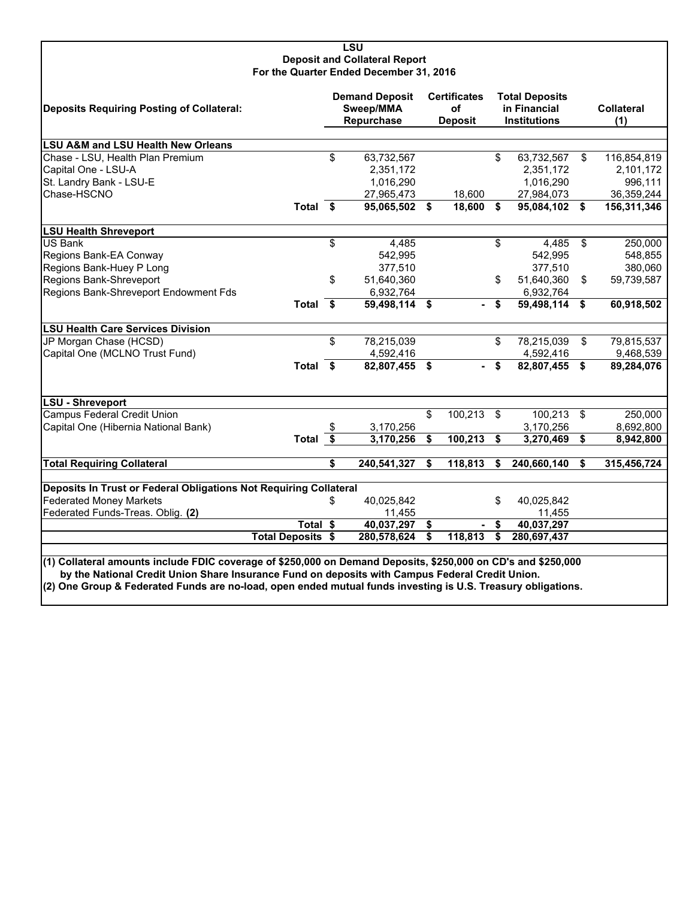# LSU
## Deposit and Collateral Report
### For the Quarter Ended December 31, 2016

| Deposits Requiring Posting of Collateral: | Demand Deposit Sweep/MMA Repurchase | Certificates of Deposit | Total Deposits in Financial Institutions | Collateral (1) |
|---|---|---|---|---|
| **LSU A&M and LSU Health New Orleans** | | | | |
| Chase - LSU, Health Plan Premium | $ 63,732,567 | | $ 63,732,567 | $ 116,854,819 |
| Capital One - LSU-A | 2,351,172 | | 2,351,172 | 2,101,172 |
| St. Landry Bank - LSU-E | 1,016,290 | | 1,016,290 | 996,111 |
| Chase-HSCNO | 27,965,473 | 18,600 | 27,984,073 | 36,359,244 |
| **Total** | **$ 95,065,502** | **$ 18,600** | **$ 95,084,102** | **$ 156,311,346** |
| **LSU Health Shreveport** | | | | |
| US Bank | $ 4,485 | | $ 4,485 | $ 250,000 |
| Regions Bank-EA Conway | 542,995 | | 542,995 | 548,855 |
| Regions Bank-Huey P Long | 377,510 | | 377,510 | 380,060 |
| Regions Bank-Shreveport | $ 51,640,360 | | $ 51,640,360 | $ 59,739,587 |
| Regions Bank-Shreveport Endowment Fds | 6,932,764 | | 6,932,764 | |
| **Total** | **$ 59,498,114** | **$ -** | **$ 59,498,114** | **$ 60,918,502** |
| **LSU Health Care Services Division** | | | | |
| JP Morgan Chase (HCSD) | $ 78,215,039 | | $ 78,215,039 | $ 79,815,537 |
| Capital One (MCLNO Trust Fund) | 4,592,416 | | 4,592,416 | 9,468,539 |
| **Total** | **$ 82,807,455** | **$ -** | **$ 82,807,455** | **$ 89,284,076** |
| **LSU - Shreveport** | | | | |
| Campus Federal Credit Union | | $ 100,213 | $ 100,213 | $ 250,000 |
| Capital One (Hibernia National Bank) | $ 3,170,256 | | 3,170,256 | 8,692,800 |
| **Total** | **$ 3,170,256** | **$ 100,213** | **$ 3,270,469** | **$ 8,942,800** |
| **Total Requiring Collateral** | **$ 240,541,327** | **$ 118,813** | **$ 240,660,140** | **$ 315,456,724** |
| **Deposits In Trust or Federal Obligations Not Requiring Collateral** | | | | |
| Federated Money Markets | $ 40,025,842 | | $ 40,025,842 | |
| Federated Funds-Treas. Oblig. **(2)** | 11,455 | | 11,455 | |
| **Total** | **$ 40,037,297** | **$ -** | **$ 40,037,297** | |
| **Total Deposits** | **$ 280,578,624** | **$ 118,813** | **$ 280,697,437** | |

**(1) Collateral amounts include FDIC coverage of $250,000 on Demand Deposits, $250,000 on CD's and $250,000 by the National Credit Union Share Insurance Fund on deposits with Campus Federal Credit Union.**

**(2) One Group & Federated Funds are no-load, open ended mutual funds investing is U.S. Treasury obligations.**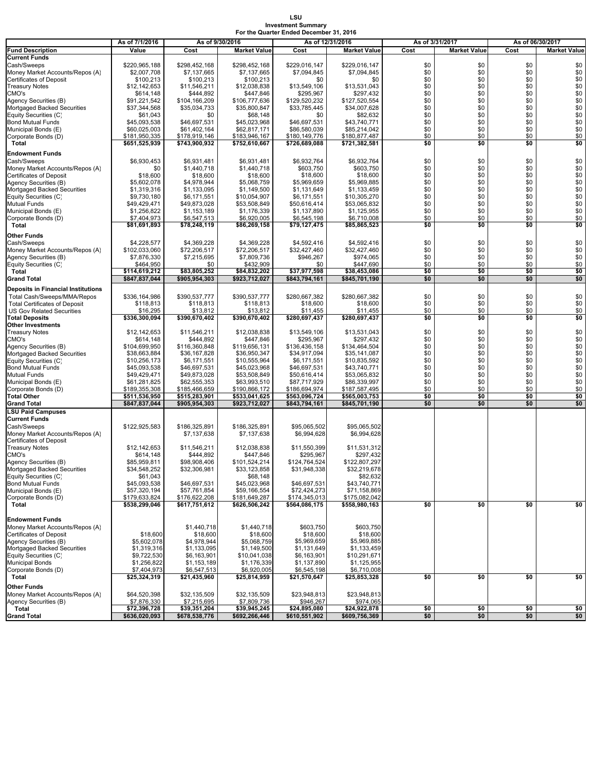**LSU**
**Investment Summary**
**For the Quarter Ended December 31, 2016**

| | As of 7/1/2016 | As of 9/30/2016 | | As of 12/31/2016 | | As of 3/31/2017 | | As of 06/30/2017 | |
|---|---|---|---|---|---|---|---|---|---|
| **Fund Description** | **Value** | **Cost** | **Market Value** | **Cost** | **Market Value** | **Cost** | **Market Value** | **Cost** | **Market Value** |
| **Current Funds** | | | | | | | | | |
| Cash/Sweeps | $220,965,188 | $298,452,168 | $298,452,168 | $229,016,147 | $229,016,147 | $0 | $0 | $0 | $0 |
| Money Market Accounts/Repos (A) | $2,007,708 | $7,137,665 | $7,137,665 | $7,094,845 | $7,094,845 | $0 | $0 | $0 | $0 |
| Certificates of Deposit | $100,213 | $100,213 | $100,213 | $0 | $0 | $0 | $0 | $0 | $0 |
| Treasury Notes | $12,142,653 | $11,546,211 | $12,038,838 | $13,549,106 | $13,531,043 | $0 | $0 | $0 | $0 |
| CMO's | $614,148 | $444,892 | $447,846 | $295,967 | $297,432 | $0 | $0 | $0 | $0 |
| Agency Securities (B) | $91,221,542 | $104,166,209 | $106,777,636 | $129,520,232 | $127,520,554 | $0 | $0 | $0 | $0 |
| Mortgaged Backed Securities | $37,344,568 | $35,034,733 | $35,800,847 | $33,785,445 | $34,007,628 | $0 | $0 | $0 | $0 |
| Equity Securities (C) | $61,043 | $0 | $68,148 | $0 | $82,632 | $0 | $0 | $0 | $0 |
| Bond Mutual Funds | $45,093,538 | $46,697,531 | $45,023,968 | $46,697,531 | $43,740,771 | $0 | $0 | $0 | $0 |
| Municipal Bonds (E) | $60,025,003 | $61,402,164 | $62,817,171 | $86,580,039 | $85,214,042 | $0 | $0 | $0 | $0 |
| Corporate Bonds (D) | $181,950,335 | $178,919,146 | $183,946,167 | $180,149,776 | $180,877,487 | $0 | $0 | $0 | $0 |
| **Total** | **$651,525,939** | **$743,900,932** | **$752,610,667** | **$726,689,088** | **$721,382,581** | **$0** | **$0** | **$0** | **$0** |
| **Endowment Funds** | | | | | | | | | |
| Cash/Sweeps | $6,930,453 | $6,931,481 | $6,931,481 | $6,932,764 | $6,932,764 | $0 | $0 | $0 | $0 |
| Money Market Accounts/Repos (A) | $0 | $1,440,718 | $1,440,718 | $603,750 | $603,750 | $0 | $0 | $0 | $0 |
| Certificates of Deposit | $18,600 | $18,600 | $18,600 | $18,600 | $18,600 | $0 | $0 | $0 | $0 |
| Agency Securities (B) | $5,602,078 | $4,978,944 | $5,068,759 | $5,969,659 | $5,969,885 | $0 | $0 | $0 | $0 |
| Mortgaged Backed Securities | $1,319,316 | $1,133,095 | $1,149,500 | $1,131,649 | $1,133,459 | $0 | $0 | $0 | $0 |
| Equity Securities (C) | $9,730,180 | $6,171,551 | $10,054,907 | $6,171,551 | $10,305,270 | $0 | $0 | $0 | $0 |
| Mutual Funds | $49,429,471 | $49,873,028 | $53,508,849 | $50,616,414 | $53,065,832 | $0 | $0 | $0 | $0 |
| Municipal Bonds (E) | $1,256,822 | $1,153,189 | $1,176,339 | $1,137,890 | $1,125,955 | $0 | $0 | $0 | $0 |
| Corporate Bonds (D) | $7,404,973 | $6,547,513 | $6,920,005 | $6,545,198 | $6,710,008 | $0 | $0 | $0 | $0 |
| **Total** | **$81,691,893** | **$78,248,119** | **$86,269,158** | **$79,127,475** | **$85,865,523** | **$0** | **$0** | **$0** | **$0** |
| **Other Funds** | | | | | | | | | |
| Cash/Sweeps | $4,228,577 | $4,369,228 | $4,369,228 | $4,592,416 | $4,592,416 | $0 | $0 | $0 | $0 |
| Money Market Accounts/Repos (A) | $102,033,060 | $72,206,517 | $72,206,517 | $32,427,460 | $32,427,460 | $0 | $0 | $0 | $0 |
| Agency Securities (B) | $7,876,330 | $7,215,695 | $7,809,736 | $946,267 | $974,065 | $0 | $0 | $0 | $0 |
| Equity Securities (C) | $464,950 | $0 | $432,909 | $0 | $447,690 | $0 | $0 | $0 | $0 |
| **Total** | **$114,619,212** | **$83,805,252** | **$84,832,202** | **$37,977,598** | **$38,453,086** | **$0** | **$0** | **$0** | **$0** |
| **Grand Total** | **$847,837,044** | **$905,954,303** | **$923,712,027** | **$843,794,161** | **$845,701,190** | **$0** | **$0** | **$0** | **$0** |
| **Deposits in Financial Institutions** | | | | | | | | | |
| Total Cash/Sweeps/MMA/Repos | $336,164,986 | $390,537,777 | $390,537,777 | $280,667,382 | $280,667,382 | $0 | $0 | $0 | $0 |
| Total Certificates of Deposit | $118,813 | $118,813 | $118,813 | $18,600 | $18,600 | $0 | $0 | $0 | $0 |
| US Gov Related Securities | $16,295 | $13,812 | $13,812 | $11,455 | $11,455 | $0 | $0 | $0 | $0 |
| **Total Deposits** | **$336,300,094** | **$390,670,402** | **$390,670,402** | **$280,697,437** | **$280,697,437** | **$0** | **$0** | **$0** | **$0** |
| **Other Investments** | | | | | | | | | |
| Treasury Notes | $12,142,653 | $11,546,211 | $12,038,838 | $13,549,106 | $13,531,043 | $0 | $0 | $0 | $0 |
| CMO's | $614,148 | $444,892 | $447,846 | $295,967 | $297,432 | $0 | $0 | $0 | $0 |
| Agency Securities (B) | $104,699,950 | $116,360,848 | $119,656,131 | $136,436,158 | $134,464,504 | $0 | $0 | $0 | $0 |
| Mortgaged Backed Securities | $38,663,884 | $36,167,828 | $36,950,347 | $34,917,094 | $35,141,087 | $0 | $0 | $0 | $0 |
| Equity Securities (C) | $10,256,173 | $6,171,551 | $10,555,964 | $6,171,551 | $10,835,592 | $0 | $0 | $0 | $0 |
| Bond Mutual Funds | $45,093,538 | $46,697,531 | $45,023,968 | $46,697,531 | $43,740,771 | $0 | $0 | $0 | $0 |
| Mutual Funds | $49,429,471 | $49,873,028 | $53,508,849 | $50,616,414 | $53,065,832 | $0 | $0 | $0 | $0 |
| Municipal Bonds (E) | $61,281,825 | $62,555,353 | $63,993,510 | $87,717,929 | $86,339,997 | $0 | $0 | $0 | $0 |
| Corporate Bonds (D) | $189,355,308 | $185,466,659 | $190,866,172 | $186,694,974 | $187,587,495 | $0 | $0 | $0 | $0 |
| **Total Other** | **$511,536,950** | **$515,283,901** | **$533,041,625** | **$563,096,724** | **$565,003,753** | **$0** | **$0** | **$0** | **$0** |
| **Grand Total** | **$847,837,044** | **$905,954,303** | **$923,712,027** | **$843,794,161** | **$845,701,190** | **$0** | **$0** | **$0** | **$0** |
| **LSU Paid Campuses** | | | | | | | | | |
| **Current Funds** | | | | | | | | | |
| Cash/Sweeps | $122,925,583 | $186,325,891 | $186,325,891 | $95,065,502 | $95,065,502 | | | | |
| Money Market Accounts/Repos (A) | | $7,137,638 | $7,137,638 | $6,994,628 | $6,994,628 | | | | |
| Certificates of Deposit | | | | | | | | | |
| Treasury Notes | $12,142,653 | $11,546,211 | $12,038,838 | $11,550,399 | $11,531,312 | | | | |
| CMO's | $614,148 | $444,892 | $447,846 | $295,967 | $297,432 | | | | |
| Agency Securities (B) | $85,959,811 | $98,908,406 | $101,524,214 | $124,764,524 | $122,807,297 | | | | |
| Mortgaged Backed Securities | $34,548,252 | $32,306,981 | $33,123,858 | $31,948,338 | $32,219,678 | | | | |
| Equity Securities (C) | $61,043 | | $68,148 | | $82,632 | | | | |
| Bond Mutual Funds | $45,093,538 | $46,697,531 | $45,023,968 | $46,697,531 | $43,740,771 | | | | |
| Municipal Bonds (E) | $57,320,194 | $57,761,854 | $59,166,554 | $72,424,273 | $71,158,869 | | | | |
| Corporate Bonds (D) | $179,633,824 | $176,622,208 | $181,649,287 | $174,345,013 | $175,082,042 | | | | |
| **Total** | **$538,299,046** | **$617,751,612** | **$626,506,242** | **$564,086,175** | **$558,980,163** | **$0** | **$0** | **$0** | **$0** |
| **Endowment Funds** | | | | | | | | | |
| Money Market Accounts/Repos (A) | | $1,440,718 | $1,440,718 | $603,750 | $603,750 | | | | |
| Certificates of Deposit | $18,600 | $18,600 | $18,600 | $18,600 | $18,600 | | | | |
| Agency Securities (B) | $5,602,078 | $4,978,944 | $5,068,759 | $5,969,659 | $5,969,885 | | | | |
| Mortgaged Backed Securities | $1,319,316 | $1,133,095 | $1,149,500 | $1,131,649 | $1,133,459 | | | | |
| Equity Securities (C) | $9,722,530 | $6,163,901 | $10,041,038 | $6,163,901 | $10,291,671 | | | | |
| Municipal Bonds | $1,256,822 | $1,153,189 | $1,176,339 | $1,137,890 | $1,125,955 | | | | |
| Corporate Bonds (D) | $7,404,973 | $6,547,513 | $6,920,005 | $6,545,198 | $6,710,008 | | | | |
| **Total** | **$25,324,319** | **$21,435,960** | **$25,814,959** | **$21,570,647** | **$25,853,328** | **$0** | **$0** | **$0** | **$0** |
| **Other Funds** | | | | | | | | | |
| Money Market Accounts/Repos (A) | $64,520,398 | $32,135,509 | $32,135,509 | $23,948,813 | $23,948,813 | | | | |
| Agency Securities (B) | $7,876,330 | $7,215,695 | $7,809,736 | $946,267 | $974,065 | | | | |
| **Total** | **$72,396,728** | **$39,351,204** | **$39,945,245** | **$24,895,080** | **$24,922,878** | **$0** | **$0** | **$0** | **$0** |
| **Grand Total** | **$636,020,093** | **$678,538,776** | **$692,266,446** | **$610,551,902** | **$609,756,369** | **$0** | **$0** | **$0** | **$0** |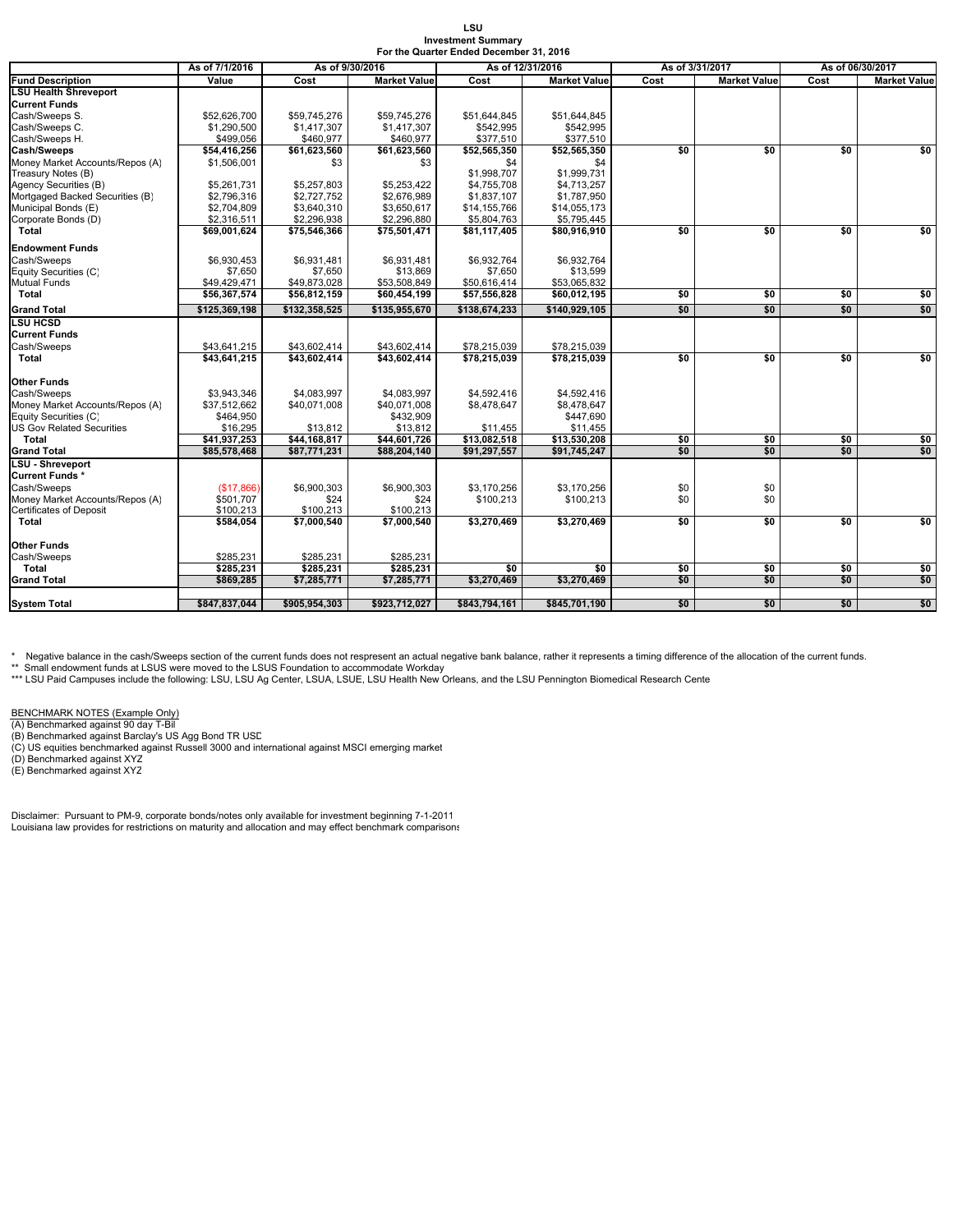**LSU**
**Investment Summary**
**For the Quarter Ended December 31, 2016**

| | As of 7/1/2016 | As of 9/30/2016 | | As of 12/31/2016 | | As of 3/31/2017 | | As of 06/30/2017 | |
|---|---|---|---|---|---|---|---|---|---|
| **Fund Description** | **Value** | **Cost** | **Market Value** | **Cost** | **Market Value** | **Cost** | **Market Value** | **Cost** | **Market Value** |
| **LSU Health Shreveport** | | | | | | | | | |
| **Current Funds** | | | | | | | | | |
| Cash/Sweeps S. | $52,626,700 | $59,745,276 | $59,745,276 | $51,644,845 | $51,644,845 | | | | |
| Cash/Sweeps C. | $1,290,500 | $1,417,307 | $1,417,307 | $542,995 | $542,995 | | | | |
| Cash/Sweeps H. | $499,056 | $460,977 | $460,977 | $377,510 | $377,510 | | | | |
| **Cash/Sweeps** | **$54,416,256** | **$61,623,560** | **$61,623,560** | **$52,565,350** | **$52,565,350** | **$0** | **$0** | **$0** | **$0** |
| Money Market Accounts/Repos (A) | $1,506,001 | $3 | $3 | $4 | $4 | | | | |
| Treasury Notes (B) | | | | $1,998,707 | $1,999,731 | | | | |
| Agency Securities (B) | $5,261,731 | $5,257,803 | $5,253,422 | $4,755,708 | $4,713,257 | | | | |
| Mortgaged Backed Securities (B) | $2,796,316 | $2,727,752 | $2,676,989 | $1,837,107 | $1,787,950 | | | | |
| Municipal Bonds (E) | $2,704,809 | $3,640,310 | $3,650,617 | $14,155,766 | $14,055,173 | | | | |
| Corporate Bonds (D) | $2,316,511 | $2,296,938 | $2,296,880 | $5,804,763 | $5,795,445 | | | | |
| **Total** | **$69,001,624** | **$75,546,366** | **$75,501,471** | **$81,117,405** | **$80,916,910** | **$0** | **$0** | **$0** | **$0** |
| **Endowment Funds** | | | | | | | | | |
| Cash/Sweeps | $6,930,453 | $6,931,481 | $6,931,481 | $6,932,764 | $6,932,764 | | | | |
| Equity Securities (C) | $7,650 | $7,650 | $13,869 | $7,650 | $13,599 | | | | |
| Mutual Funds | $49,429,471 | $49,873,028 | $53,508,849 | $50,616,414 | $53,065,832 | | | | |
| **Total** | **$56,367,574** | **$56,812,159** | **$60,454,199** | **$57,556,828** | **$60,012,195** | **$0** | **$0** | **$0** | **$0** |
| **Grand Total** | **$125,369,198** | **$132,358,525** | **$135,955,670** | **$138,674,233** | **$140,929,105** | **$0** | **$0** | **$0** | **$0** |
| **LSU HCSD** | | | | | | | | | |
| **Current Funds** | | | | | | | | | |
| Cash/Sweeps | $43,641,215 | $43,602,414 | $43,602,414 | $78,215,039 | $78,215,039 | | | | |
| **Total** | **$43,641,215** | **$43,602,414** | **$43,602,414** | **$78,215,039** | **$78,215,039** | **$0** | **$0** | **$0** | **$0** |
| **Other Funds** | | | | | | | | | |
| Cash/Sweeps | $3,943,346 | $4,083,997 | $4,083,997 | $4,592,416 | $4,592,416 | | | | |
| Money Market Accounts/Repos (A) | $37,512,662 | $40,071,008 | $40,071,008 | $8,478,647 | $8,478,647 | | | | |
| Equity Securities (C) | $464,950 | | $432,909 | | $447,690 | | | | |
| US Gov Related Securities | $16,295 | $13,812 | $13,812 | $11,455 | $11,455 | | | | |
| **Total** | **$41,937,253** | **$44,168,817** | **$44,601,726** | **$13,082,518** | **$13,530,208** | **$0** | **$0** | **$0** | **$0** |
| **Grand Total** | **$85,578,468** | **$87,771,231** | **$88,204,140** | **$91,297,557** | **$91,745,247** | **$0** | **$0** | **$0** | **$0** |
| **LSU - Shreveport** | | | | | | | | | |
| **Current Funds *** | | | | | | | | | |
| Cash/Sweeps | ($17,866) | $6,900,303 | $6,900,303 | $3,170,256 | $3,170,256 | $0 | $0 | | |
| Money Market Accounts/Repos (A) | $501,707 | $24 | $24 | $100,213 | $100,213 | $0 | $0 | | |
| Certificates of Deposit | $100,213 | $100,213 | $100,213 | | | | | | |
| **Total** | **$584,054** | **$7,000,540** | **$7,000,540** | **$3,270,469** | **$3,270,469** | **$0** | **$0** | **$0** | **$0** |
| **Other Funds** | | | | | | | | | |
| Cash/Sweeps | $285,231 | $285,231 | $285,231 | | | | | | |
| **Total** | **$285,231** | **$285,231** | **$285,231** | **$0** | **$0** | **$0** | **$0** | **$0** | **$0** |
| **Grand Total** | **$869,285** | **$7,285,771** | **$7,285,771** | **$3,270,469** | **$3,270,469** | **$0** | **$0** | **$0** | **$0** |
| **System Total** | **$847,837,044** | **$905,954,303** | **$923,712,027** | **$843,794,161** | **$845,701,190** | **$0** | **$0** | **$0** | **$0** |

\* Negative balance in the cash/Sweeps section of the current funds does not respresent an actual negative bank balance, rather it represents a timing difference of the allocation of the current funds.
** Small endowment funds at LSUS were moved to the LSUS Foundation to accommodate Workday
*** LSU Paid Campuses include the following: LSU, LSU Ag Center, LSUA, LSUE, LSU Health New Orleans, and the LSU Pennington Biomedical Research Cente

BENCHMARK NOTES (Example Only)
(A) Benchmarked against 90 day T-Bil
(B) Benchmarked against Barclay's US Agg Bond TR USD
(C) US equities benchmarked against Russell 3000 and international against MSCI emerging market
(D) Benchmarked against XYZ
(E) Benchmarked against XYZ

Disclaimer: Pursuant to PM-9, corporate bonds/notes only available for investment beginning 7-1-2011
Louisiana law provides for restrictions on maturity and allocation and may effect benchmark comparisons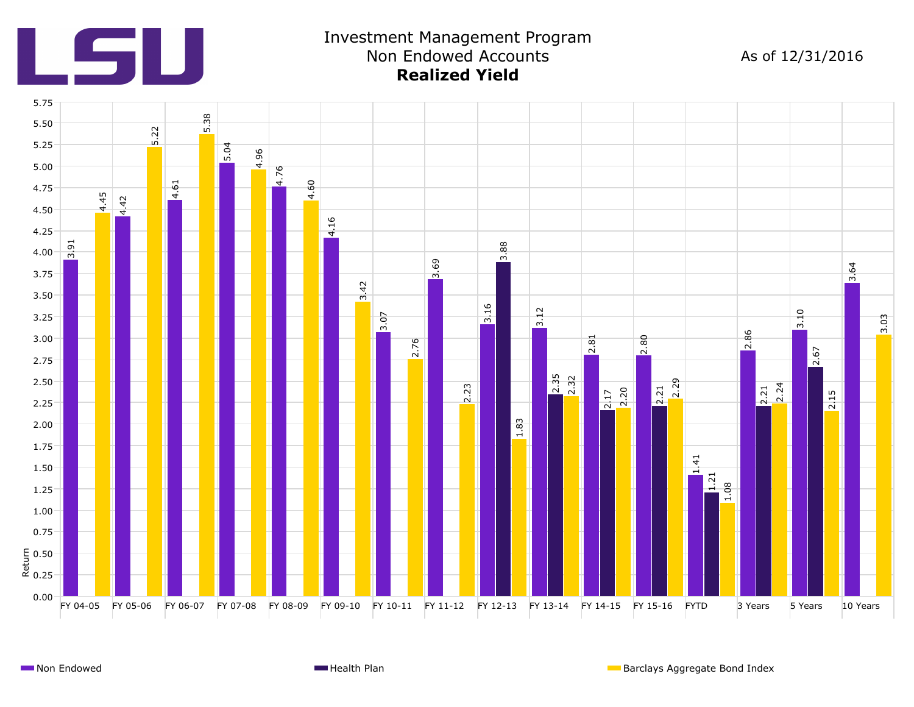LSU

# Investment Management Program
## Non Endowed Accounts
## **Realized Yield**

As of 12/31/2016

| Period | Non Endowed | Health Plan | Barclays Aggregate Bond Index |
|---|---|---|---|
| FY 04-05 | 3.91 | | 4.45 |
| FY 05-06 | 4.42 | | 5.22 |
| FY 06-07 | 4.61 | | 5.38 |
| FY 07-08 | 5.04 | | 4.96 |
| FY 08-09 | 4.76 | | 4.60 |
| FY 09-10 | 4.16 | | 3.42 |
| FY 10-11 | 3.07 | | 2.76 |
| FY 11-12 | 3.69 | | 2.23 |
| FY 12-13 | 3.16 | 3.88 | 1.83 |
| FY 13-14 | 3.12 | 2.35 | 2.32 |
| FY 14-15 | 2.81 | 2.17 | 2.20 |
| FY 15-16 | 2.80 | 2.21 | 2.29 |
| FYTD | 1.41 | 1.21 | 1.08 |
| 3 Years | 2.86 | 2.21 | 2.24 |
| 5 Years | 3.10 | 2.67 | 2.15 |
| 10 Years | 3.64 | | 3.03 |

Return

Non Endowed · Health Plan · Barclays Aggregate Bond Index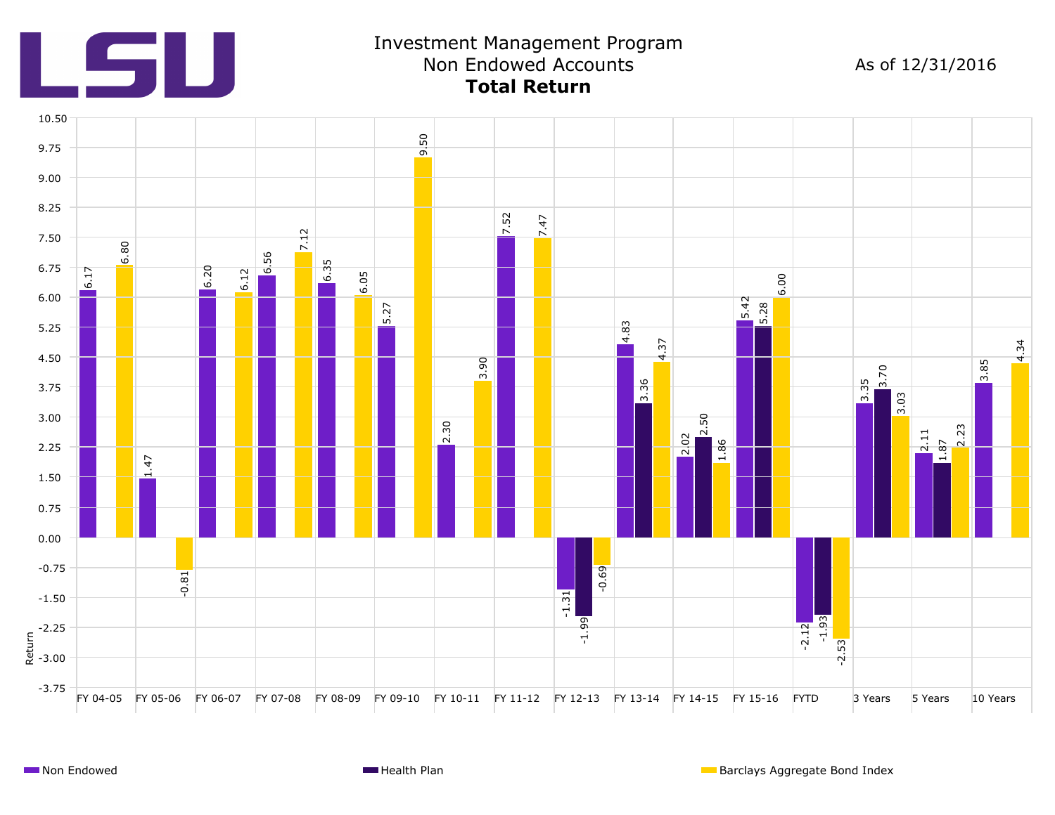# Investment Management Program

## Non Endowed Accounts

### **Total Return**

As of 12/31/2016

| Period | Non Endowed | Health Plan | Barclays Aggregate Bond Index |
|---|---|---|---|
| FY 04-05 | 6.17 | | 6.80 |
| FY 05-06 | 1.47 | | -0.81 |
| FY 06-07 | 6.20 | | 6.12 |
| FY 07-08 | 6.56 | | 7.12 |
| FY 08-09 | 6.35 | | 6.05 |
| FY 09-10 | 5.27 | | 9.50 |
| FY 10-11 | 2.30 | | 3.90 |
| FY 11-12 | 7.52 | | 7.47 |
| FY 12-13 | -1.31 | -1.99 | -0.69 |
| FY 13-14 | 4.83 | 3.36 | 4.37 |
| FY 14-15 | 2.02 | 2.50 | 1.86 |
| FY 15-16 | 5.42 | 5.28 | 6.00 |
| FYTD | -2.12 | -1.93 | -2.53 |
| 3 Years | 3.35 | 3.70 | 3.03 |
| 5 Years | 2.11 | 1.87 | 2.23 |
| 10 Years | 3.85 | | 4.34 |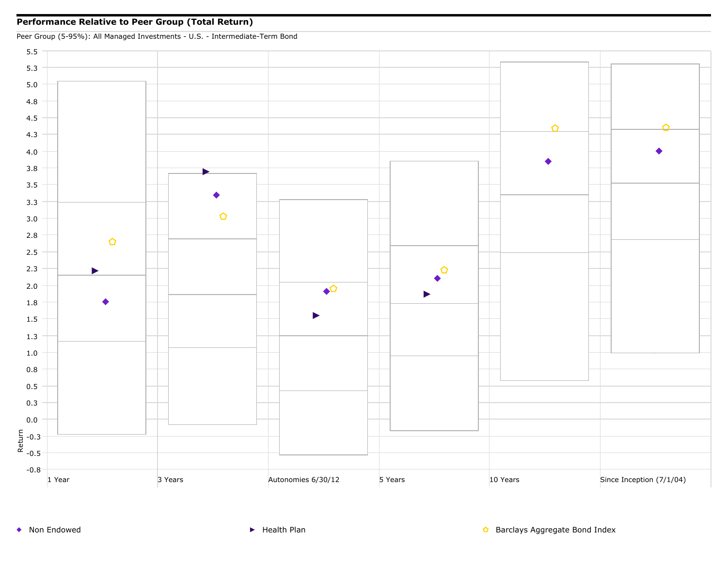## Performance Relative to Peer Group (Total Return)

Peer Group (5-95%): All Managed Investments - U.S. - Intermediate-Term Bond

Return

5.5
5.3
5.0
4.8
4.5
4.3
4.0
3.8
3.5
3.3
3.0
2.8
2.5
2.3
2.0
1.8
1.5
1.3
1.0
0.8
0.5
0.3
0.0
-0.3
-0.5
-0.8

1 Year | 3 Years | Autonomies 6/30/12 | 5 Years | 10 Years | Since Inception (7/1/04)

◆ Non Endowed  ▶ Health Plan  ⬠ Barclays Aggregate Bond Index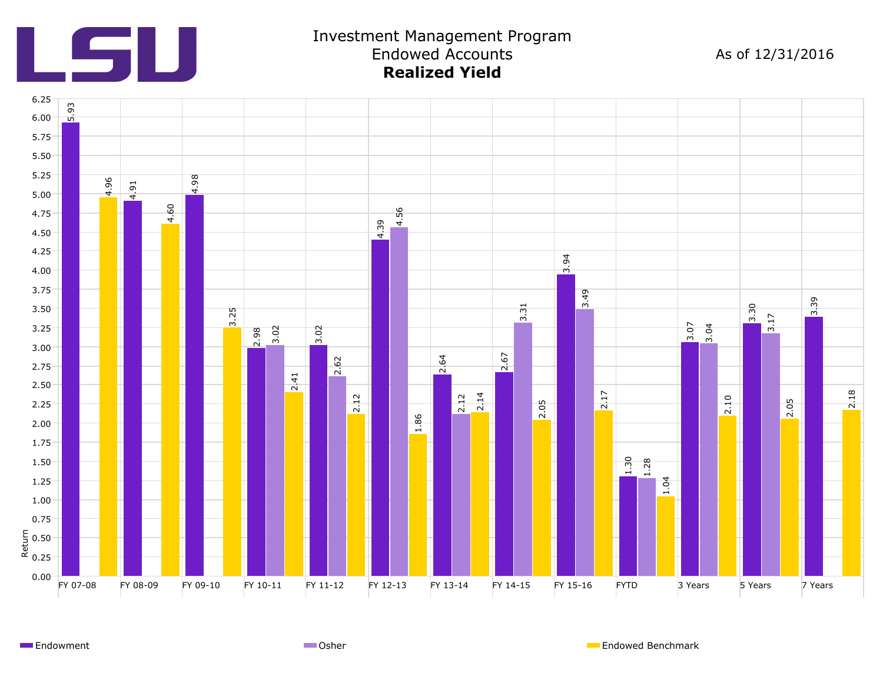# Investment Management Program
## Endowed Accounts
### **Realized Yield**

As of 12/31/2016

| Period | Endowment | Osher | Endowed Benchmark |
|---|---|---|---|
| FY 07-08 | 5.93 | | 4.96 |
| FY 08-09 | 4.91 | | 4.60 |
| FY 09-10 | 4.98 | | 3.25 |
| FY 10-11 | 2.98 | 3.02 | 2.41 |
| FY 11-12 | 3.02 | 2.62 | 2.12 |
| FY 12-13 | 4.39 | 4.56 | 1.86 |
| FY 13-14 | 2.64 | 2.12 | 2.14 |
| FY 14-15 | 2.67 | 3.31 | 2.05 |
| FY 15-16 | 3.94 | 3.49 | 2.17 |
| FYTD | 1.30 | 1.28 | 1.04 |
| 3 Years | 3.07 | 3.04 | 2.10 |
| 5 Years | 3.30 | 3.17 | 2.05 |
| 7 Years | 3.39 | | 2.18 |

Return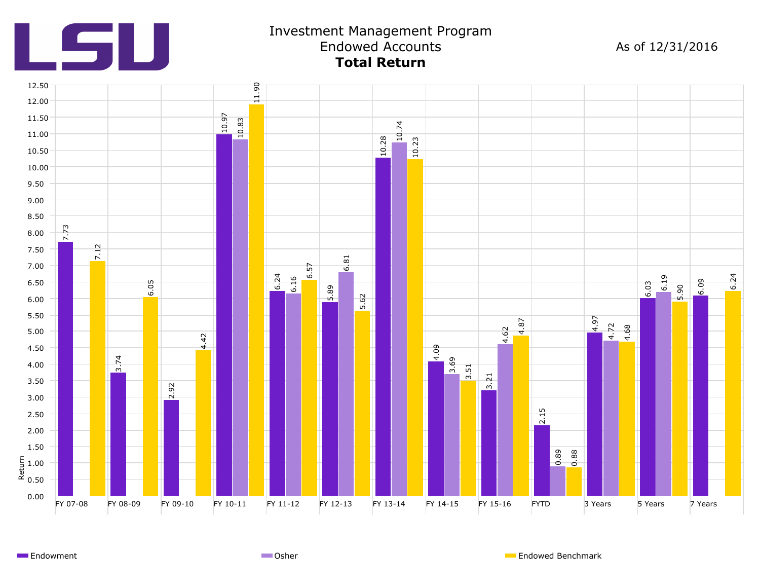LSU

# Investment Management Program
## Endowed Accounts
## **Total Return**

As of 12/31/2016

Return

12.50
12.00
11.50
11.00
10.50
10.00
9.50
9.00
8.50
8.00
7.50
7.00
6.50
6.00
5.50
5.00
4.50
4.00
3.50
3.00
2.50
2.00
1.50
1.00
0.50
0.00

FY 07-08: 7.73, 7.12
FY 08-09: 3.74, 6.05
FY 09-10: 2.92, 4.42
FY 10-11: 10.97, 10.83, 11.90
FY 11-12: 6.24, 6.16, 6.57
FY 12-13: 5.89, 6.81, 5.62
FY 13-14: 10.28, 10.74, 10.23
FY 14-15: 4.09, 3.69, 3.51
FY 15-16: 3.21, 4.62, 4.87
FYTD: 2.15, 0.89, 0.88
3 Years: 4.97, 4.72, 4.68
5 Years: 6.03, 6.19, 5.90
7 Years: 6.09, 6.24

Endowment
Osher
Endowed Benchmark